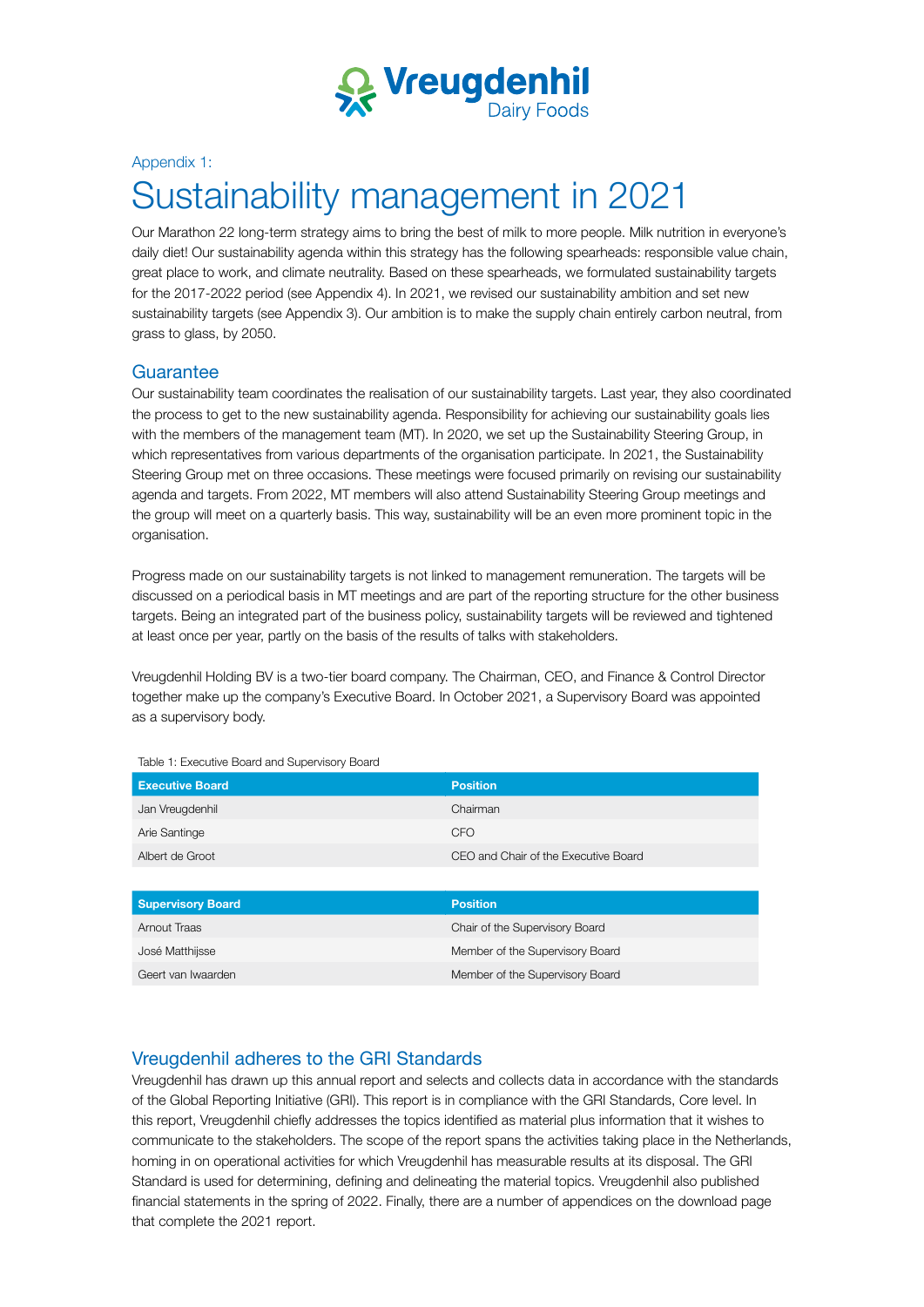Vreugdenhil Dairy Foods

Appendix 1:

# Sustainability management in 2021

Our Marathon 22 long-term strategy aims to bring the best of milk to more people. Milk nutrition in everyone's daily diet! Our sustainability agenda within this strategy has the following spearheads: responsible value chain, great place to work, and climate neutrality. Based on these spearheads, we formulated sustainability targets for the 2017-2022 period (see Appendix 4). In 2021, we revised our sustainability ambition and set new sustainability targets (see Appendix 3). Our ambition is to make the supply chain entirely carbon neutral, from grass to glass, by 2050.

## Guarantee

Our sustainability team coordinates the realisation of our sustainability targets. Last year, they also coordinated the process to get to the new sustainability agenda. Responsibility for achieving our sustainability goals lies with the members of the management team (MT). In 2020, we set up the Sustainability Steering Group, in which representatives from various departments of the organisation participate. In 2021, the Sustainability Steering Group met on three occasions. These meetings were focused primarily on revising our sustainability agenda and targets. From 2022, MT members will also attend Sustainability Steering Group meetings and the group will meet on a quarterly basis. This way, sustainability will be an even more prominent topic in the organisation.

Progress made on our sustainability targets is not linked to management remuneration. The targets will be discussed on a periodical basis in MT meetings and are part of the reporting structure for the other business targets. Being an integrated part of the business policy, sustainability targets will be reviewed and tightened at least once per year, partly on the basis of the results of talks with stakeholders.

Vreugdenhil Holding BV is a two-tier board company. The Chairman, CEO, and Finance & Control Director together make up the company's Executive Board. In October 2021, a Supervisory Board was appointed as a supervisory body.

Table 1: Executive Board and Supervisory Board

| Executive Board | Position |
|---|---|
| Jan Vreugdenhil | Chairman |
| Arie Santinge | CFO |
| Albert de Groot | CEO and Chair of the Executive Board |

| Supervisory Board | Position |
|---|---|
| Arnout Traas | Chair of the Supervisory Board |
| José Matthijsse | Member of the Supervisory Board |
| Geert van Iwaarden | Member of the Supervisory Board |

## Vreugdenhil adheres to the GRI Standards

Vreugdenhil has drawn up this annual report and selects and collects data in accordance with the standards of the Global Reporting Initiative (GRI). This report is in compliance with the GRI Standards, Core level. In this report, Vreugdenhil chiefly addresses the topics identified as material plus information that it wishes to communicate to the stakeholders. The scope of the report spans the activities taking place in the Netherlands, homing in on operational activities for which Vreugdenhil has measurable results at its disposal. The GRI Standard is used for determining, defining and delineating the material topics. Vreugdenhil also published financial statements in the spring of 2022. Finally, there are a number of appendices on the download page that complete the 2021 report.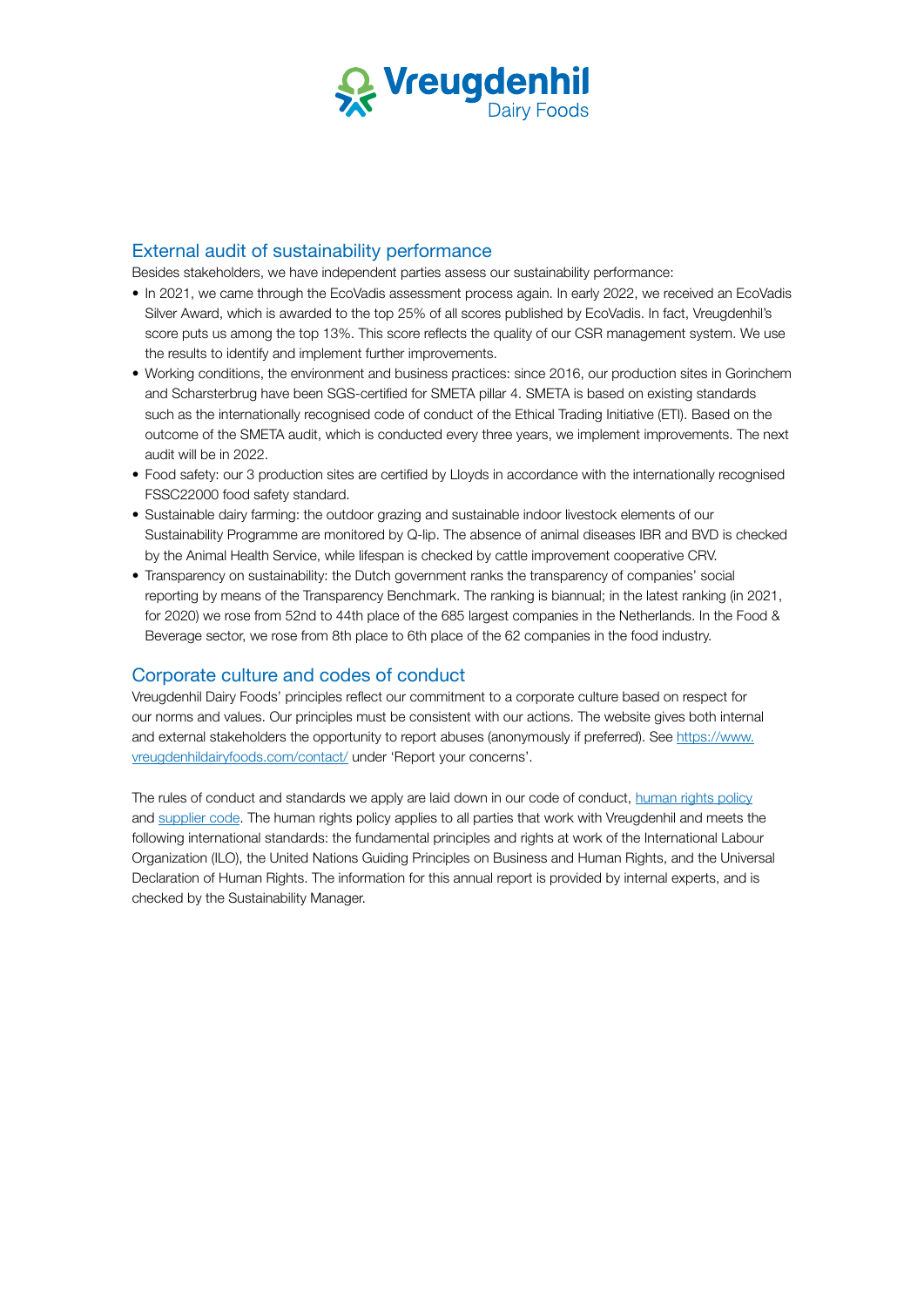## External audit of sustainability performance

Besides stakeholders, we have independent parties assess our sustainability performance:

- In 2021, we came through the EcoVadis assessment process again. In early 2022, we received an EcoVadis Silver Award, which is awarded to the top 25% of all scores published by EcoVadis. In fact, Vreugdenhil's score puts us among the top 13%. This score reflects the quality of our CSR management system. We use the results to identify and implement further improvements.
- Working conditions, the environment and business practices: since 2016, our production sites in Gorinchem and Scharsterbrug have been SGS-certified for SMETA pillar 4. SMETA is based on existing standards such as the internationally recognised code of conduct of the Ethical Trading Initiative (ETI). Based on the outcome of the SMETA audit, which is conducted every three years, we implement improvements. The next audit will be in 2022.
- Food safety: our 3 production sites are certified by Lloyds in accordance with the internationally recognised FSSC22000 food safety standard.
- Sustainable dairy farming: the outdoor grazing and sustainable indoor livestock elements of our Sustainability Programme are monitored by Q-lip. The absence of animal diseases IBR and BVD is checked by the Animal Health Service, while lifespan is checked by cattle improvement cooperative CRV.
- Transparency on sustainability: the Dutch government ranks the transparency of companies' social reporting by means of the Transparency Benchmark. The ranking is biannual; in the latest ranking (in 2021, for 2020) we rose from 52nd to 44th place of the 685 largest companies in the Netherlands. In the Food & Beverage sector, we rose from 8th place to 6th place of the 62 companies in the food industry.

## Corporate culture and codes of conduct

Vreugdenhil Dairy Foods' principles reflect our commitment to a corporate culture based on respect for our norms and values. Our principles must be consistent with our actions. The website gives both internal and external stakeholders the opportunity to report abuses (anonymously if preferred). See [https://www.vreugdenhildairyfoods.com/contact/](https://www.vreugdenhildairyfoods.com/contact/) under 'Report your concerns'.

The rules of conduct and standards we apply are laid down in our code of conduct, human rights policy and supplier code. The human rights policy applies to all parties that work with Vreugdenhil and meets the following international standards: the fundamental principles and rights at work of the International Labour Organization (ILO), the United Nations Guiding Principles on Business and Human Rights, and the Universal Declaration of Human Rights. The information for this annual report is provided by internal experts, and is checked by the Sustainability Manager.